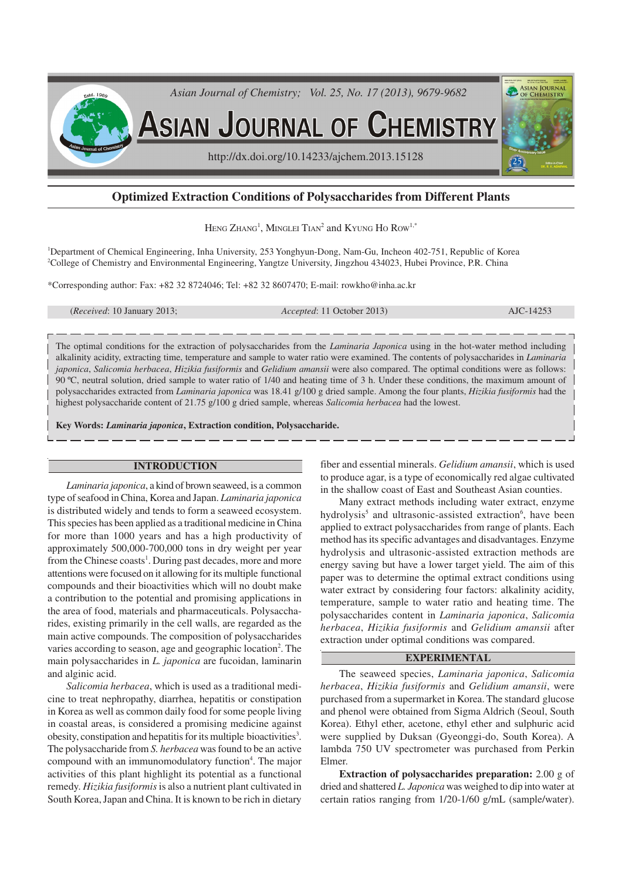# Optimized Extraction Conditions of Polysaccharides from Different Plants

HENG ZHANG[1], MINGLEI TIAN[2] and KYUNG HO ROW[1,*]

[1]Department of Chemical Engineering, Inha University, 253 Yonghyun-Dong, Nam-Gu, Incheon 402-751, Republic of Korea
[2]College of Chemistry and Environmental Engineering, Yangtze University, Jingzhou 434023, Hubei Province, P.R. China

*Corresponding author: Fax: +82 32 8724046; Tel: +82 32 8607470; E-mail: rowkho@inha.ac.kr

(*Received*: 10 January 2013; *Accepted*: 11 October 2013) AJC-14253

The optimal conditions for the extraction of polysaccharides from the *Laminaria Japonica* using in the hot-water method including alkalinity acidity, extracting time, temperature and sample to water ratio were examined. The contents of polysaccharides in *Laminaria japonica*, *Salicomia herbacea*, *Hizikia fusiformis* and *Gelidium amansii* were also compared. The optimal conditions were as follows: 90 ºC, neutral solution, dried sample to water ratio of 1/40 and heating time of 3 h. Under these conditions, the maximum amount of polysaccharides extracted from *Laminaria japonica* was 18.41 g/100 g dried sample. Among the four plants, *Hizikia fusiformis* had the highest polysaccharide content of 21.75 g/100 g dried sample, whereas *Salicomia herbacea* had the lowest.

**Key Words: *Laminaria japonica*, Extraction condition, Polysaccharide.**

## INTRODUCTION

*Laminaria japonica*, a kind of brown seaweed, is a common type of seafood in China, Korea and Japan. *Laminaria japonica* is distributed widely and tends to form a seaweed ecosystem. This species has been applied as a traditional medicine in China for more than 1000 years and has a high productivity of approximately 500,000-700,000 tons in dry weight per year from the Chinese coasts[1]. During past decades, more and more attentions were focused on it allowing for its multiple functional compounds and their bioactivities which will no doubt make a contribution to the potential and promising applications in the area of food, materials and pharmaceuticals. Polysaccharides, existing primarily in the cell walls, are regarded as the main active compounds. The composition of polysaccharides varies according to season, age and geographic location[2]. The main polysaccharides in *L. japonica* are fucoidan, laminarin and alginic acid.

*Salicomia herbacea*, which is used as a traditional medicine to treat nephropathy, diarrhea, hepatitis or constipation in Korea as well as common daily food for some people living in coastal areas, is considered a promising medicine against obesity, constipation and hepatitis for its multiple bioactivities[3]. The polysaccharide from *S. herbacea* was found to be an active compound with an immunomodulatory function[4]. The major activities of this plant highlight its potential as a functional remedy. *Hizikia fusiformis* is also a nutrient plant cultivated in South Korea, Japan and China. It is known to be rich in dietary fiber and essential minerals. *Gelidium amansii*, which is used to produce agar, is a type of economically red algae cultivated in the shallow coast of East and Southeast Asian counties.

Many extract methods including water extract, enzyme hydrolysis[5] and ultrasonic-assisted extraction[6], have been applied to extract polysaccharides from range of plants. Each method has its specific advantages and disadvantages. Enzyme hydrolysis and ultrasonic-assisted extraction methods are energy saving but have a lower target yield. The aim of this paper was to determine the optimal extract conditions using water extract by considering four factors: alkalinity acidity, temperature, sample to water ratio and heating time. The polysaccharides content in *Laminaria japonica*, *Salicomia herbacea*, *Hizikia fusiformis* and *Gelidium amansii* after extraction under optimal conditions was compared.

## EXPERIMENTAL

The seaweed species, *Laminaria japonica*, *Salicomia herbacea*, *Hizikia fusiformis* and *Gelidium amansii*, were purchased from a supermarket in Korea. The standard glucose and phenol were obtained from Sigma Aldrich (Seoul, South Korea). Ethyl ether, acetone, ethyl ether and sulphuric acid were supplied by Duksan (Gyeonggi-do, South Korea). A lambda 750 UV spectrometer was purchased from Perkin Elmer.

**Extraction of polysaccharides preparation:** 2.00 g of dried and shattered *L. Japonica* was weighed to dip into water at certain ratios ranging from 1/20-1/60 g/mL (sample/water).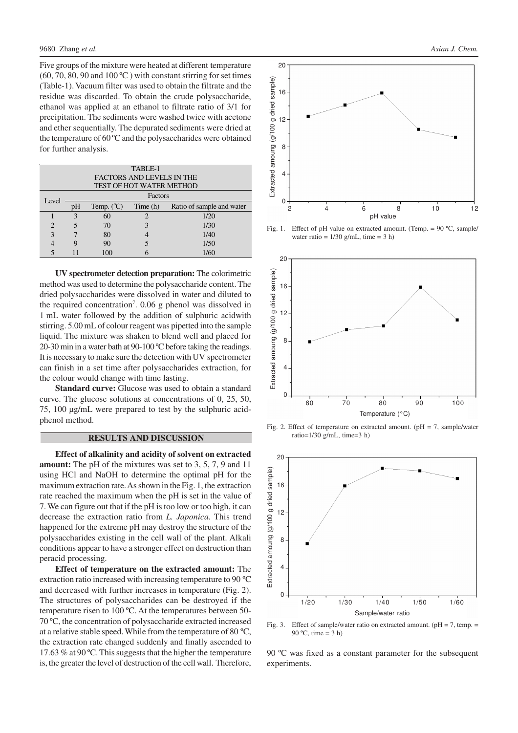Five groups of the mixture were heated at different temperature (60, 70, 80, 90 and 100 ºC ) with constant stirring for set times (Table-1). Vacuum filter was used to obtain the filtrate and the residue was discarded. To obtain the crude polysaccharide, ethanol was applied at an ethanol to filtrate ratio of 3/1 for precipitation. The sediments were washed twice with acetone and ether sequentially. The depurated sediments were dried at the temperature of 60 ºC and the polysaccharides were obtained for further analysis.

TABLE-1
FACTORS AND LEVELS IN THE TEST OF HOT WATER METHOD

| Level | Factors | | | |
|---|---|---|---|---|
| | pH | Temp. (°C) | Time (h) | Ratio of sample and water |
| 1 | 3 | 60 | 2 | 1/20 |
| 2 | 5 | 70 | 3 | 1/30 |
| 3 | 7 | 80 | 4 | 1/40 |
| 4 | 9 | 90 | 5 | 1/50 |
| 5 | 11 | 100 | 6 | 1/60 |

**UV spectrometer detection preparation:** The colorimetric method was used to determine the polysaccharide content. The dried polysaccharides were dissolved in water and diluted to the required concentration[7]. 0.06 g phenol was dissolved in 1 mL water followed by the addition of sulphuric acidwith stirring. 5.00 mL of colour reagent was pipetted into the sample liquid. The mixture was shaken to blend well and placed for 20-30 min in a water bath at 90-100 ºC before taking the readings. It is necessary to make sure the detection with UV spectrometer can finish in a set time after polysaccharides extraction, for the colour would change with time lasting.

**Standard curve:** Glucose was used to obtain a standard curve. The glucose solutions at concentrations of 0, 25, 50, 75, 100 µg/mL were prepared to test by the sulphuric acid-phenol method.

## RESULTS AND DISCUSSION

**Effect of alkalinity and acidity of solvent on extracted amount:** The pH of the mixtures was set to 3, 5, 7, 9 and 11 using HCl and NaOH to determine the optimal pH for the maximum extraction rate. As shown in the Fig. 1, the extraction rate reached the maximum when the pH is set in the value of 7. We can figure out that if the pH is too low or too high, it can decrease the extraction ratio from *L. Japonica*. This trend happened for the extreme pH may destroy the structure of the polysaccharides existing in the cell wall of the plant. Alkali conditions appear to have a stronger effect on destruction than peracid processing.

**Effect of temperature on the extracted amount:** The extraction ratio increased with increasing temperature to 90 ºC and decreased with further increases in temperature (Fig. 2). The structures of polysaccharides can be destroyed if the temperature risen to 100 ºC. At the temperatures between 50-70 ºC, the concentration of polysaccharide extracted increased at a relative stable speed. While from the temperature of 80 ºC, the extraction rate changed suddenly and finally ascended to 17.63 % at 90 ºC. This suggests that the higher the temperature is, the greater the level of destruction of the cell wall. Therefore, 90 ºC was fixed as a constant parameter for the subsequent experiments.

Fig. 1. Effect of pH value on extracted amount. (Temp. = 90 ºC, sample/water ratio = 1/30 g/mL, time = 3 h)

Fig. 2. Effect of temperature on extracted amount. (pH = 7, sample/water ratio=1/30 g/mL, time=3 h)

Fig. 3. Effect of sample/water ratio on extracted amount. (pH = 7, temp. = 90 ºC, time = 3 h)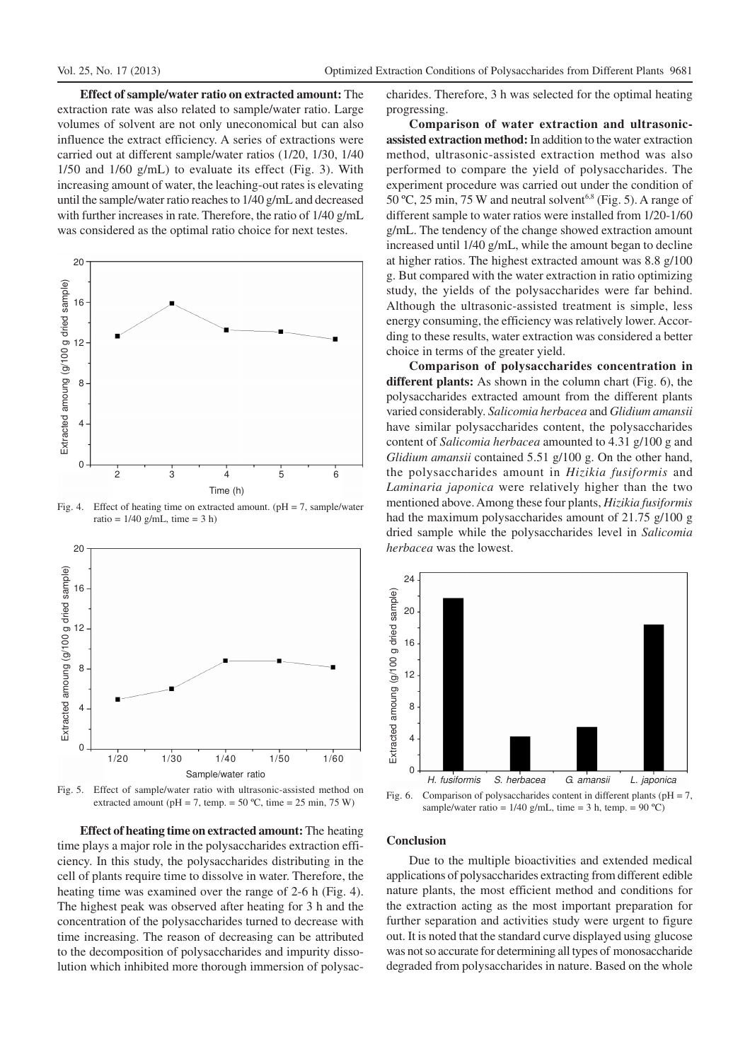**Effect of sample/water ratio on extracted amount:** The extraction rate was also related to sample/water ratio. Large volumes of solvent are not only uneconomical but can also influence the extract efficiency. A series of extractions were carried out at different sample/water ratios (1/20, 1/30, 1/40 1/50 and 1/60 g/mL) to evaluate its effect (Fig. 3). With increasing amount of water, the leaching-out rates is elevating until the sample/water ratio reaches to 1/40 g/mL and decreased with further increases in rate. Therefore, the ratio of 1/40 g/mL was considered as the optimal ratio choice for next testes.

Fig. 4. Effect of heating time on extracted amount. (pH = 7, sample/water ratio = 1/40 g/mL, time = 3 h)

Fig. 5. Effect of sample/water ratio with ultrasonic-assisted method on extracted amount (pH = 7, temp. = 50 ºC, time = 25 min, 75 W)

**Effect of heating time on extracted amount:** The heating time plays a major role in the polysaccharides extraction efficiency. In this study, the polysaccharides distributing in the cell of plants require time to dissolve in water. Therefore, the heating time was examined over the range of 2-6 h (Fig. 4). The highest peak was observed after heating for 3 h and the concentration of the polysaccharides turned to decrease with time increasing. The reason of decreasing can be attributed to the decomposition of polysaccharides and impurity dissolution which inhibited more thorough immersion of polysaccharides. Therefore, 3 h was selected for the optimal heating progressing.

**Comparison of water extraction and ultrasonic-assisted extraction method:** In addition to the water extraction method, ultrasonic-assisted extraction method was also performed to compare the yield of polysaccharides. The experiment procedure was carried out under the condition of 50 ºC, 25 min, 75 W and neutral solvent[6,8] (Fig. 5). A range of different sample to water ratios were installed from 1/20-1/60 g/mL. The tendency of the change showed extraction amount increased until 1/40 g/mL, while the amount began to decline at higher ratios. The highest extracted amount was 8.8 g/100 g. But compared with the water extraction in ratio optimizing study, the yields of the polysaccharides were far behind. Although the ultrasonic-assisted treatment is simple, less energy consuming, the efficiency was relatively lower. According to these results, water extraction was considered a better choice in terms of the greater yield.

**Comparison of polysaccharides concentration in different plants:** As shown in the column chart (Fig. 6), the polysaccharides extracted amount from the different plants varied considerably. *Salicomia herbacea* and *Glidium amansii* have similar polysaccharides content, the polysaccharides content of *Salicomia herbacea* amounted to 4.31 g/100 g and *Glidium amansii* contained 5.51 g/100 g. On the other hand, the polysaccharides amount in *Hizikia fusiformis* and *Laminaria japonica* were relatively higher than the two mentioned above. Among these four plants, *Hizikia fusiformis* had the maximum polysaccharides amount of 21.75 g/100 g dried sample while the polysaccharides level in *Salicomia herbacea* was the lowest.

Fig. 6. Comparison of polysaccharides content in different plants (pH = 7, sample/water ratio = 1/40 g/mL, time = 3 h, temp. = 90 ºC)

## Conclusion

Due to the multiple bioactivities and extended medical applications of polysaccharides extracting from different edible nature plants, the most efficient method and conditions for the extraction acting as the most important preparation for further separation and activities study were urgent to figure out. It is noted that the standard curve displayed using glucose was not so accurate for determining all types of monosaccharide degraded from polysaccharides in nature. Based on the whole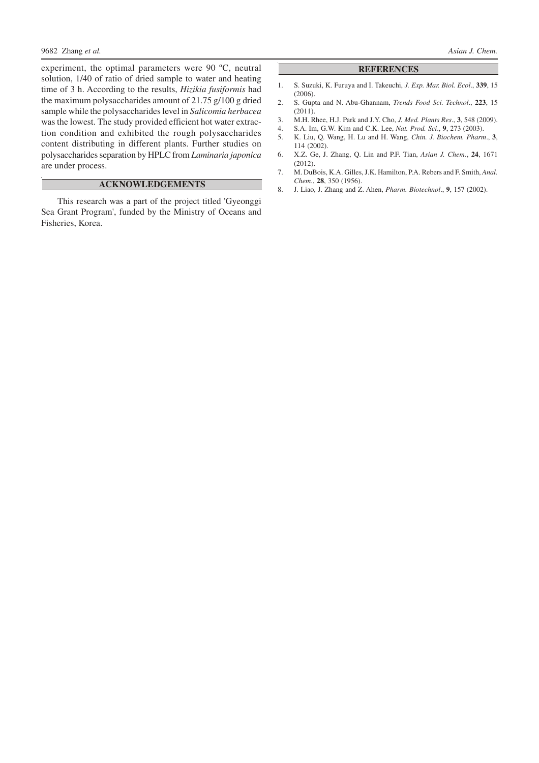experiment, the optimal parameters were 90 ºC, neutral solution, 1/40 of ratio of dried sample to water and heating time of 3 h. According to the results, *Hizikia fusiformis* had the maximum polysaccharides amount of 21.75 g/100 g dried sample while the polysaccharides level in *Salicomia herbacea* was the lowest. The study provided efficient hot water extraction condition and exhibited the rough polysaccharides content distributing in different plants. Further studies on polysaccharides separation by HPLC from *Laminaria japonica* are under process.

## ACKNOWLEDGEMENTS

This research was a part of the project titled 'Gyeonggi Sea Grant Program', funded by the Ministry of Oceans and Fisheries, Korea.

## REFERENCES

1. S. Suzuki, K. Furuya and I. Takeuchi, *J. Exp. Mar. Biol. Ecol*., **339**, 15 (2006).
2. S. Gupta and N. Abu-Ghannam, *Trends Food Sci. Technol*., **223**, 15 (2011).
3. M.H. Rhee, H.J. Park and J.Y. Cho, *J. Med. Plants Res*., **3**, 548 (2009).
4. S.A. Im, G.W. Kim and C.K. Lee, *Nat. Prod. Sci*., **9**, 273 (2003).
5. K. Liu, Q. Wang, H. Lu and H. Wang, *Chin. J. Biochem. Pharm*., **3**, 114 (2002).
6. X.Z. Ge, J. Zhang, Q. Lin and P.F. Tian, *Asian J. Chem.*, **24**, 1671 (2012).
7. M. DuBois, K.A. Gilles, J.K. Hamilton, P.A. Rebers and F. Smith, *Anal. Chem*., **28**, 350 (1956).
8. J. Liao, J. Zhang and Z. Ahen, *Pharm. Biotechnol*., **9**, 157 (2002).